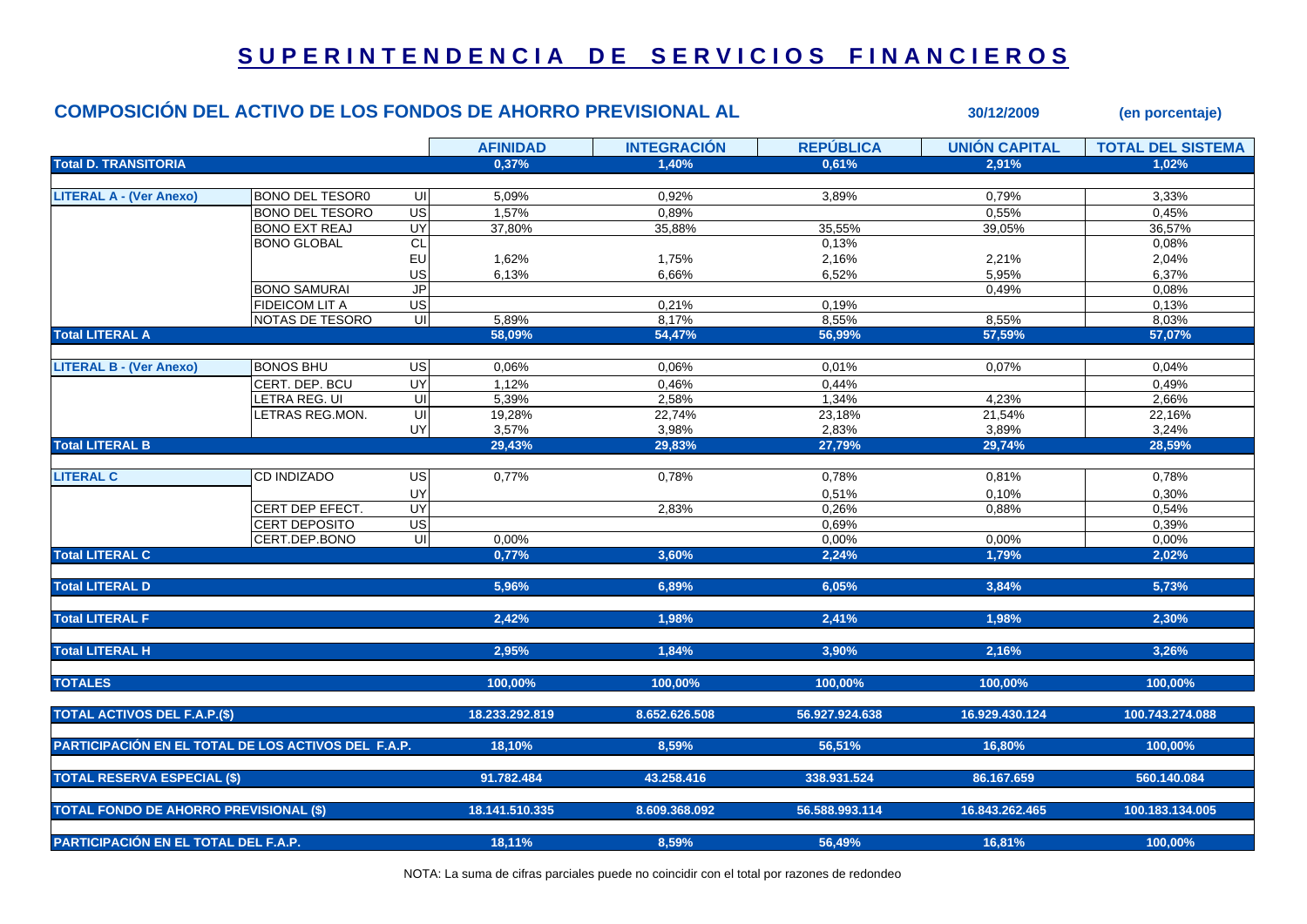# SUPERINTENDENCIA DE SERVICIOS FINANCIEROS

## COMPOSICIÓN DEL ACTIVO DE LOS FONDOS DE AHORRO PREVISIONAL AL 30/12/2009 (en porcentaje)

| | | | AFINIDAD | INTEGRACIÓN | REPÚBLICA | UNIÓN CAPITAL | TOTAL DEL SISTEMA |
|---|---|---|---|---|---|---|---|
| **Total D. TRANSITORIA** | | | 0,37% | 1,40% | 0,61% | 2,91% | 1,02% |
| **LITERAL A - (Ver Anexo)** | BONO DEL TESOR0 | UI | 5,09% | 0,92% | 3,89% | 0,79% | 3,33% |
| | BONO DEL TESORO | US | 1,57% | 0,89% | | 0,55% | 0,45% |
| | BONO EXT REAJ | UY | 37,80% | 35,88% | 35,55% | 39,05% | 36,57% |
| | BONO GLOBAL | CL | | | 0,13% | | 0,08% |
| | | EU | 1,62% | 1,75% | 2,16% | 2,21% | 2,04% |
| | | US | 6,13% | 6,66% | 6,52% | 5,95% | 6,37% |
| | BONO SAMURAI | JP | | | | 0,49% | 0,08% |
| | FIDEICOM LIT A | US | | 0,21% | 0,19% | | 0,13% |
| | NOTAS DE TESORO | UI | 5,89% | 8,17% | 8,55% | 8,55% | 8,03% |
| **Total LITERAL A** | | | 58,09% | 54,47% | 56,99% | 57,59% | 57,07% |
| **LITERAL B - (Ver Anexo)** | BONOS BHU | US | 0,06% | 0,06% | 0,01% | 0,07% | 0,04% |
| | CERT. DEP. BCU | UY | 1,12% | 0,46% | 0,44% | | 0,49% |
| | LETRA REG. UI | UI | 5,39% | 2,58% | 1,34% | 4,23% | 2,66% |
| | LETRAS REG.MON. | UI | 19,28% | 22,74% | 23,18% | 21,54% | 22,16% |
| | | UY | 3,57% | 3,98% | 2,83% | 3,89% | 3,24% |
| **Total LITERAL B** | | | 29,43% | 29,83% | 27,79% | 29,74% | 28,59% |
| **LITERAL C** | CD INDIZADO | US | 0,77% | 0,78% | 0,78% | 0,81% | 0,78% |
| | | UY | | | 0,51% | 0,10% | 0,30% |
| | CERT DEP EFECT. | UY | | 2,83% | 0,26% | 0,88% | 0,54% |
| | CERT DEPOSITO | US | | | 0,69% | | 0,39% |
| | CERT.DEP.BONO | UI | 0,00% | | 0,00% | 0,00% | 0,00% |
| **Total LITERAL C** | | | 0,77% | 3,60% | 2,24% | 1,79% | 2,02% |
| **Total LITERAL D** | | | 5,96% | 6,89% | 6,05% | 3,84% | 5,73% |
| **Total LITERAL F** | | | 2,42% | 1,98% | 2,41% | 1,98% | 2,30% |
| **Total LITERAL H** | | | 2,95% | 1,84% | 3,90% | 2,16% | 3,26% |
| **TOTALES** | | | 100,00% | 100,00% | 100,00% | 100,00% | 100,00% |
| **TOTAL ACTIVOS DEL F.A.P.($)** | | | 18.233.292.819 | 8.652.626.508 | 56.927.924.638 | 16.929.430.124 | 100.743.274.088 |
| **PARTICIPACIÓN EN EL TOTAL DE LOS ACTIVOS DEL F.A.P.** | | | 18,10% | 8,59% | 56,51% | 16,80% | 100,00% |
| **TOTAL RESERVA ESPECIAL ($)** | | | 91.782.484 | 43.258.416 | 338.931.524 | 86.167.659 | 560.140.084 |
| **TOTAL FONDO DE AHORRO PREVISIONAL ($)** | | | 18.141.510.335 | 8.609.368.092 | 56.588.993.114 | 16.843.262.465 | 100.183.134.005 |
| **PARTICIPACIÓN EN EL TOTAL DEL F.A.P.** | | | 18,11% | 8,59% | 56,49% | 16,81% | 100,00% |

NOTA: La suma de cifras parciales puede no coincidir con el total por razones de redondeo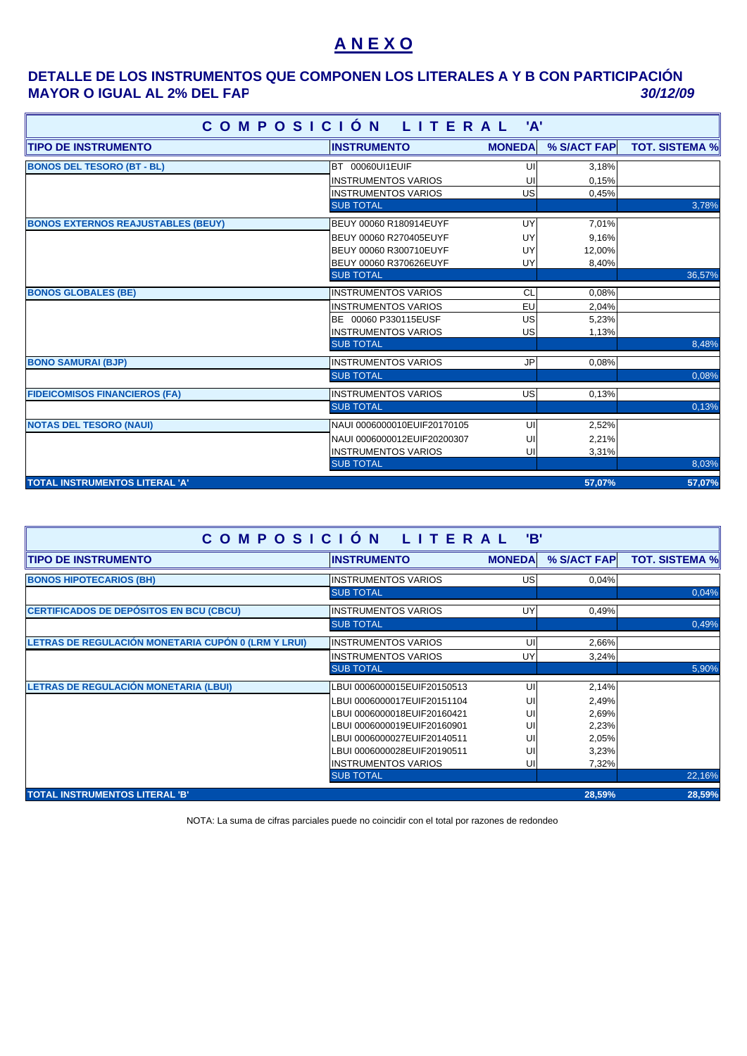# ANEXO

## DETALLE DE LOS INSTRUMENTOS QUE COMPONEN LOS LITERALES A Y B CON PARTICIPACIÓN MAYOR O IGUAL AL 2% DEL FAP

***30/12/09***

### COMPOSICIÓN LITERAL 'A'

| TIPO DE INSTRUMENTO | INSTRUMENTO | MONEDA | % S/ACT FAP | TOT. SISTEMA % |
|---|---|---|---|---|
| **BONOS DEL TESORO (BT - BL)** | BT 00060UI1EUIF | UI | 3,18% | |
| | INSTRUMENTOS VARIOS | UI | 0,15% | |
| | INSTRUMENTOS VARIOS | US | 0,45% | |
| | SUB TOTAL | | | 3,78% |
| **BONOS EXTERNOS REAJUSTABLES (BEUY)** | BEUY 00060 R180914EUYF | UY | 7,01% | |
| | BEUY 00060 R270405EUYF | UY | 9,16% | |
| | BEUY 00060 R300710EUYF | UY | 12,00% | |
| | BEUY 00060 R370626EUYF | UY | 8,40% | |
| | SUB TOTAL | | | 36,57% |
| **BONOS GLOBALES (BE)** | INSTRUMENTOS VARIOS | CL | 0,08% | |
| | INSTRUMENTOS VARIOS | EU | 2,04% | |
| | BE 00060 P330115EUSF | US | 5,23% | |
| | INSTRUMENTOS VARIOS | US | 1,13% | |
| | SUB TOTAL | | | 8,48% |
| **BONO SAMURAI (BJP)** | INSTRUMENTOS VARIOS | JP | 0,08% | |
| | SUB TOTAL | | | 0,08% |
| **FIDEICOMISOS FINANCIEROS (FA)** | INSTRUMENTOS VARIOS | US | 0,13% | |
| | SUB TOTAL | | | 0,13% |
| **NOTAS DEL TESORO (NAUI)** | NAUI 0006000010EUIF20170105 | UI | 2,52% | |
| | NAUI 0006000012EUIF20200307 | UI | 2,21% | |
| | INSTRUMENTOS VARIOS | UI | 3,31% | |
| | SUB TOTAL | | | 8,03% |
| **TOTAL INSTRUMENTOS LITERAL 'A'** | | | **57,07%** | **57,07%** |

### COMPOSICIÓN LITERAL 'B'

| TIPO DE INSTRUMENTO | INSTRUMENTO | MONEDA | % S/ACT FAP | TOT. SISTEMA % |
|---|---|---|---|---|
| **BONOS HIPOTECARIOS (BH)** | INSTRUMENTOS VARIOS | US | 0,04% | |
| | SUB TOTAL | | | 0,04% |
| **CERTIFICADOS DE DEPÓSITOS EN BCU (CBCU)** | INSTRUMENTOS VARIOS | UY | 0,49% | |
| | SUB TOTAL | | | 0,49% |
| **LETRAS DE REGULACIÓN MONETARIA CUPÓN 0 (LRM Y LRUI)** | INSTRUMENTOS VARIOS | UI | 2,66% | |
| | INSTRUMENTOS VARIOS | UY | 3,24% | |
| | SUB TOTAL | | | 5,90% |
| **LETRAS DE REGULACIÓN MONETARIA (LBUI)** | LBUI 0006000015EUIF20150513 | UI | 2,14% | |
| | LBUI 0006000017EUIF20151104 | UI | 2,49% | |
| | LBUI 0006000018EUIF20160421 | UI | 2,69% | |
| | LBUI 0006000019EUIF20160901 | UI | 2,23% | |
| | LBUI 0006000027EUIF20140511 | UI | 2,05% | |
| | LBUI 0006000028EUIF20190511 | UI | 3,23% | |
| | INSTRUMENTOS VARIOS | UI | 7,32% | |
| | SUB TOTAL | | | 22,16% |
| **TOTAL INSTRUMENTOS LITERAL 'B'** | | | **28,59%** | **28,59%** |

NOTA: La suma de cifras parciales puede no coincidir con el total por razones de redondeo